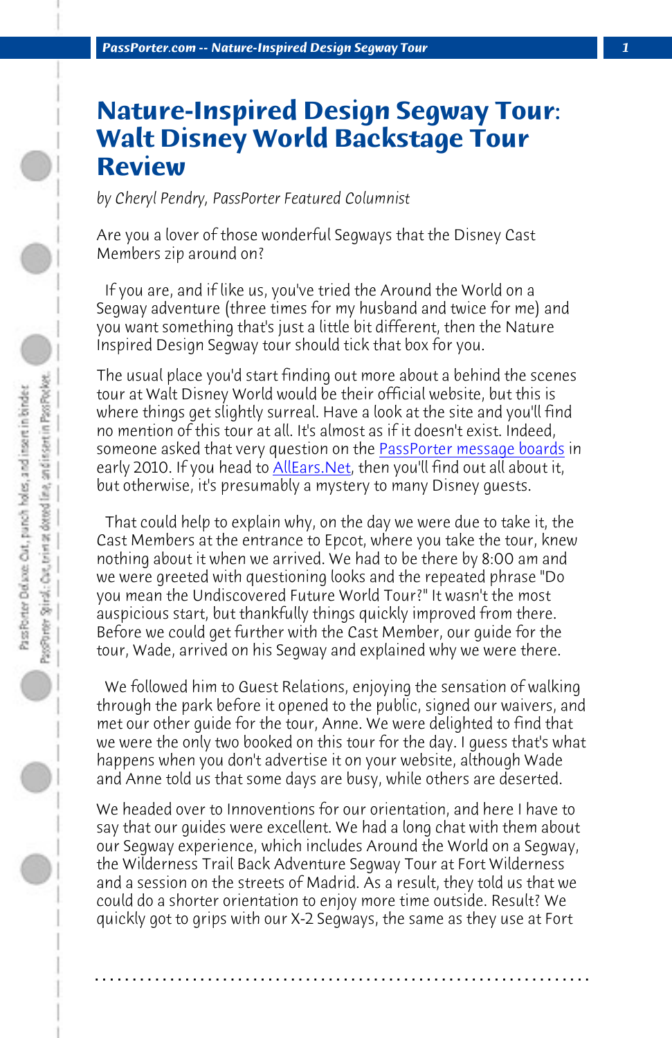# Nature-Inspired Design Segway Tour: Walt Disney World Backstage Tour Review

*by Cheryl Pendry, PassPorter Featured Columnist*

Are you a lover of those wonderful Segways that the Disney Cast Members zip around on?

If you are, and if like us, you've tried the Around the World on a Segway adventure (three times for my husband and twice for me) and you want something that's just a little bit different, then the Nature Inspired Design Segway tour should tick that box for you.

The usual place you'd start finding out more about a behind the scenes tour at Walt Disney World would be their official website, but this is where things get slightly surreal. Have a look at the site and you'll find no mention of this tour at all. It's almost as if it doesn't exist. Indeed, someone asked that very question on the PassPorter message boards in early 2010. If you head to AllEars.Net, then you'll find out all about it, but otherwise, it's presumably a mystery to many Disney guests.

That could help to explain why, on the day we were due to take it, the Cast Members at the entrance to Epcot, where you take the tour, knew nothing about it when we arrived. We had to be there by 8:00 am and we were greeted with questioning looks and the repeated phrase "Do you mean the Undiscovered Future World Tour?" It wasn't the most auspicious start, but thankfully things quickly improved from there. Before we could get further with the Cast Member, our guide for the tour, Wade, arrived on his Segway and explained why we were there.

We followed him to Guest Relations, enjoying the sensation of walking through the park before it opened to the public, signed our waivers, and met our other guide for the tour, Anne. We were delighted to find that we were the only two booked on this tour for the day. I guess that's what happens when you don't advertise it on your website, although Wade and Anne told us that some days are busy, while others are deserted.

We headed over to Innoventions for our orientation, and here I have to say that our guides were excellent. We had a long chat with them about our Segway experience, which includes Around the World on a Segway, the Wilderness Trail Back Adventure Segway Tour at Fort Wilderness and a session on the streets of Madrid. As a result, they told us that we could do a shorter orientation to enjoy more time outside. Result? We quickly got to grips with our X-2 Segways, the same as they use at Fort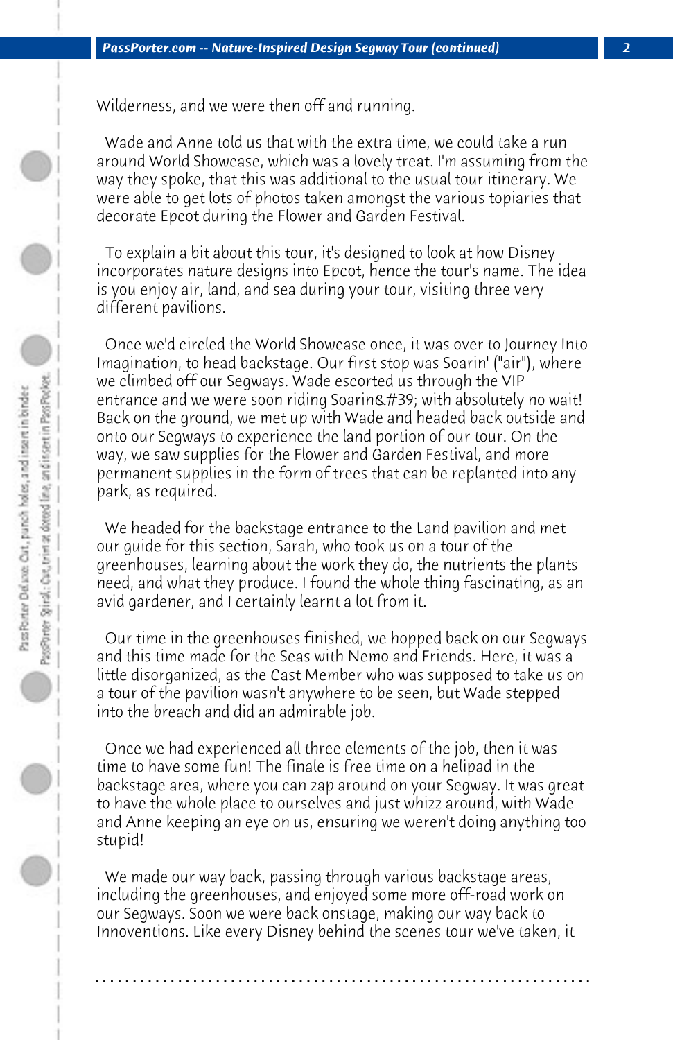Wilderness, and we were then off and running.

Wade and Anne told us that with the extra time, we could take a run around World Showcase, which was a lovely treat. I'm assuming from the way they spoke, that this was additional to the usual tour itinerary. We were able to get lots of photos taken amongst the various topiaries that decorate Epcot during the Flower and Garden Festival.

To explain a bit about this tour, it's designed to look at how Disney incorporates nature designs into Epcot, hence the tour's name. The idea is you enjoy air, land, and sea during your tour, visiting three very different pavilions.

Once we'd circled the World Showcase once, it was over to Journey Into Imagination, to head backstage. Our first stop was Soarin' ("air"), where we climbed off our Segways. Wade escorted us through the VIP entrance and we were soon riding Soarin&#39; with absolutely no wait! Back on the ground, we met up with Wade and headed back outside and onto our Segways to experience the land portion of our tour. On the way, we saw supplies for the Flower and Garden Festival, and more permanent supplies in the form of trees that can be replanted into any park, as required.

We headed for the backstage entrance to the Land pavilion and met our guide for this section, Sarah, who took us on a tour of the greenhouses, learning about the work they do, the nutrients the plants need, and what they produce. I found the whole thing fascinating, as an avid gardener, and I certainly learnt a lot from it.

Our time in the greenhouses finished, we hopped back on our Segways and this time made for the Seas with Nemo and Friends. Here, it was a little disorganized, as the Cast Member who was supposed to take us on a tour of the pavilion wasn't anywhere to be seen, but Wade stepped into the breach and did an admirable job.

Once we had experienced all three elements of the job, then it was time to have some fun! The finale is free time on a helipad in the backstage area, where you can zap around on your Segway. It was great to have the whole place to ourselves and just whizz around, with Wade and Anne keeping an eye on us, ensuring we weren't doing anything too stupid!

We made our way back, passing through various backstage areas, including the greenhouses, and enjoyed some more off-road work on our Segways. Soon we were back onstage, making our way back to Innoventions. Like every Disney behind the scenes tour we've taken, it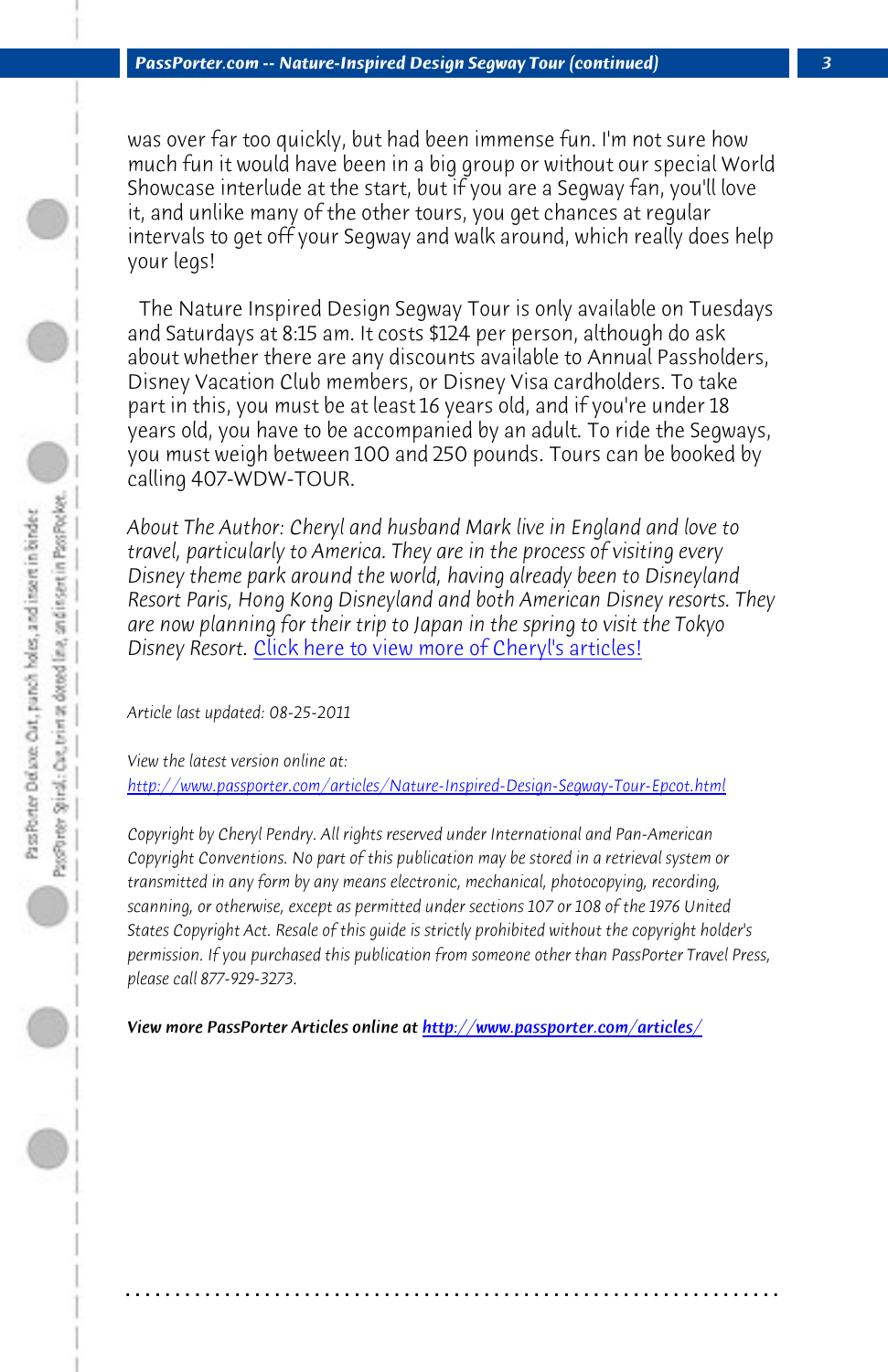was over far too quickly, but had been immense fun. I'm not sure how much fun it would have been in a big group or without our special World Showcase interlude at the start, but if you are a Segway fan, you'll love it, and unlike many of the other tours, you get chances at regular intervals to get off your Segway and walk around, which really does help your legs!

The Nature Inspired Design Segway Tour is only available on Tuesdays and Saturdays at 8:15 am. It costs $124 per person, although do ask about whether there are any discounts available to Annual Passholders, Disney Vacation Club members, or Disney Visa cardholders. To take part in this, you must be at least 16 years old, and if you're under 18 years old, you have to be accompanied by an adult. To ride the Segways, you must weigh between 100 and 250 pounds. Tours can be booked by calling 407-WDW-TOUR.

*About The Author: Cheryl and husband Mark live in England and love to travel, particularly to America. They are in the process of visiting every Disney theme park around the world, having already been to Disneyland Resort Paris, Hong Kong Disneyland and both American Disney resorts. They are now planning for their trip to Japan in the spring to visit the Tokyo Disney Resort.* [Click here to view more of Cheryl's articles!]

*Article last updated: 08-25-2011*

*View the latest version online at:*
[http://www.passporter.com/articles/Nature-Inspired-Design-Segway-Tour-Epcot.html]

*Copyright by Cheryl Pendry. All rights reserved under International and Pan-American Copyright Conventions. No part of this publication may be stored in a retrieval system or transmitted in any form by any means electronic, mechanical, photocopying, recording, scanning, or otherwise, except as permitted under sections 107 or 108 of the 1976 United States Copyright Act. Resale of this guide is strictly prohibited without the copyright holder's permission. If you purchased this publication from someone other than PassPorter Travel Press, please call 877-929-3273.*

**View more PassPorter Articles online at http://www.passporter.com/articles/**